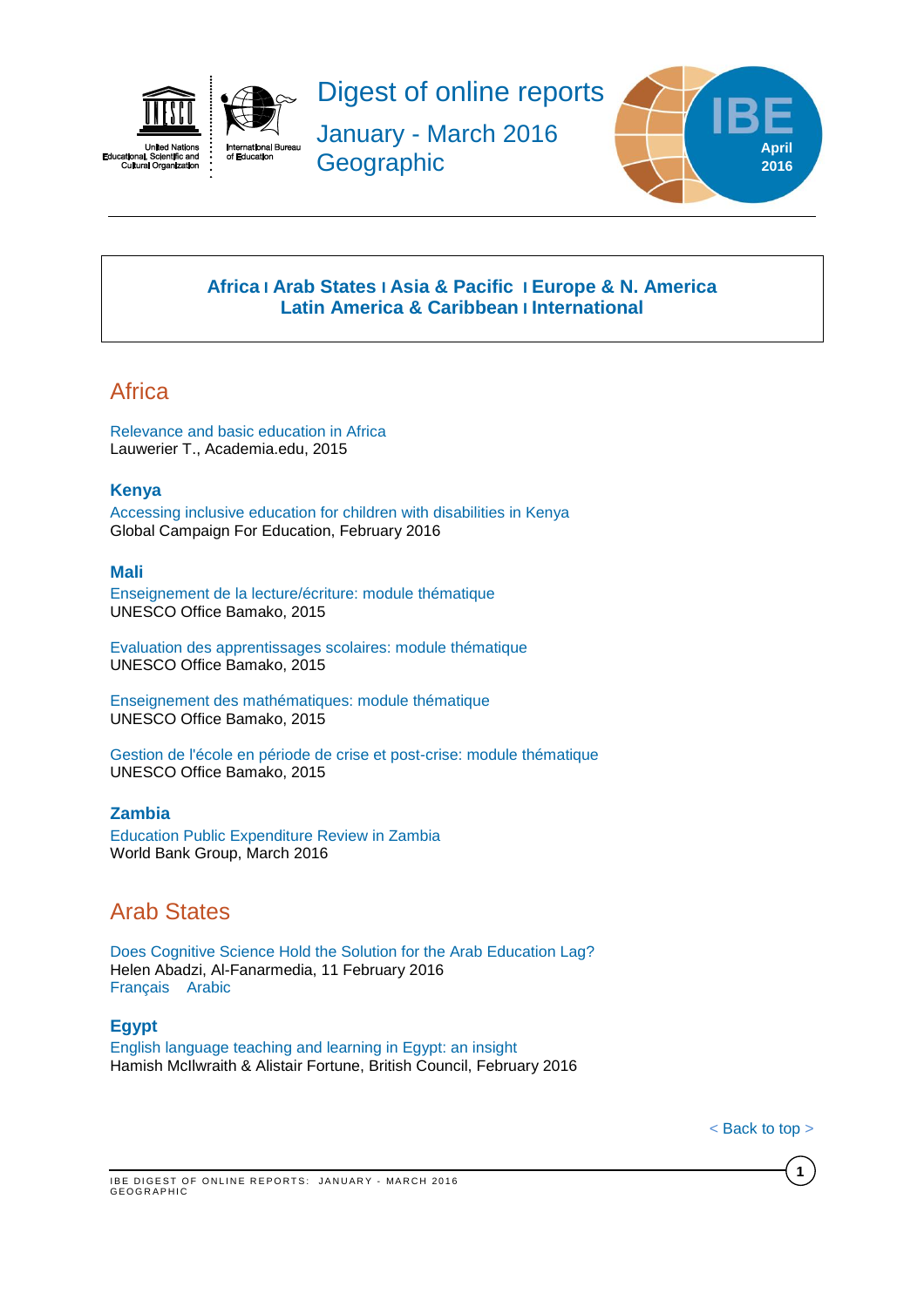# Digest of online reports

January - March 2016
Geographic

IBE April 2016

**Africa | Arab States | Asia & Pacific | Europe & N. America**
**Latin America & Caribbean | International**

## Africa

Relevance and basic education in Africa
Lauwerier T., Academia.edu, 2015

### Kenya

Accessing inclusive education for children with disabilities in Kenya
Global Campaign For Education, February 2016

### Mali

Enseignement de la lecture/écriture: module thématique
UNESCO Office Bamako, 2015

Evaluation des apprentissages scolaires: module thématique
UNESCO Office Bamako, 2015

Enseignement des mathématiques: module thématique
UNESCO Office Bamako, 2015

Gestion de l'école en période de crise et post-crise: module thématique
UNESCO Office Bamako, 2015

### Zambia

Education Public Expenditure Review in Zambia
World Bank Group, March 2016

## Arab States

Does Cognitive Science Hold the Solution for the Arab Education Lag?
Helen Abadzi, Al-Fanarmedia, 11 February 2016
Français Arabic

### Egypt

English language teaching and learning in Egypt: an insight
Hamish McIlwraith & Alistair Fortune, British Council, February 2016

< Back to top >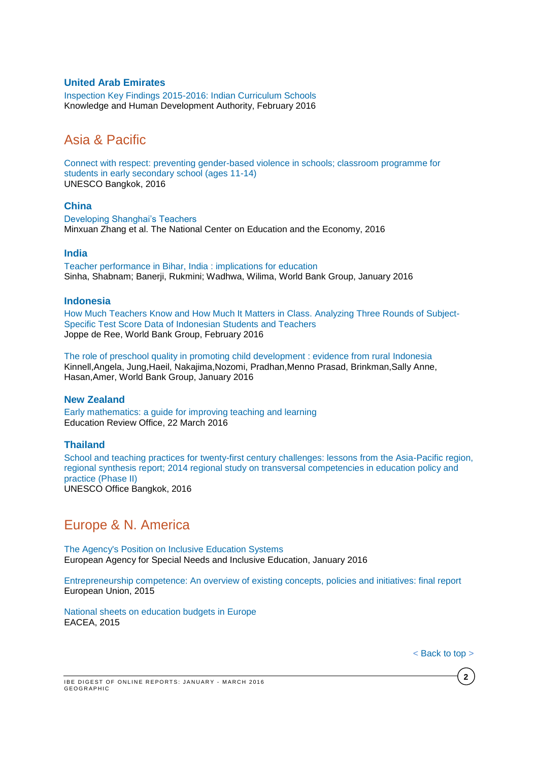### United Arab Emirates

Inspection Key Findings 2015-2016: Indian Curriculum Schools
Knowledge and Human Development Authority, February 2016

## Asia & Pacific

Connect with respect: preventing gender-based violence in schools; classroom programme for students in early secondary school (ages 11-14)
UNESCO Bangkok, 2016

### China

Developing Shanghai's Teachers
Minxuan Zhang et al. The National Center on Education and the Economy, 2016

### India

Teacher performance in Bihar, India : implications for education
Sinha, Shabnam; Banerji, Rukmini; Wadhwa, Wilima, World Bank Group, January 2016

### Indonesia

How Much Teachers Know and How Much It Matters in Class. Analyzing Three Rounds of Subject-Specific Test Score Data of Indonesian Students and Teachers
Joppe de Ree, World Bank Group, February 2016

The role of preschool quality in promoting child development : evidence from rural Indonesia
Kinnell,Angela, Jung,Haeil, Nakajima,Nozomi, Pradhan,Menno Prasad, Brinkman,Sally Anne, Hasan,Amer, World Bank Group, January 2016

### New Zealand

Early mathematics: a guide for improving teaching and learning
Education Review Office, 22 March 2016

### Thailand

School and teaching practices for twenty-first century challenges: lessons from the Asia-Pacific region, regional synthesis report; 2014 regional study on transversal competencies in education policy and practice (Phase II)
UNESCO Office Bangkok, 2016

## Europe & N. America

The Agency's Position on Inclusive Education Systems
European Agency for Special Needs and Inclusive Education, January 2016

Entrepreneurship competence: An overview of existing concepts, policies and initiatives: final report
European Union, 2015

National sheets on education budgets in Europe
EACEA, 2015

< Back to top >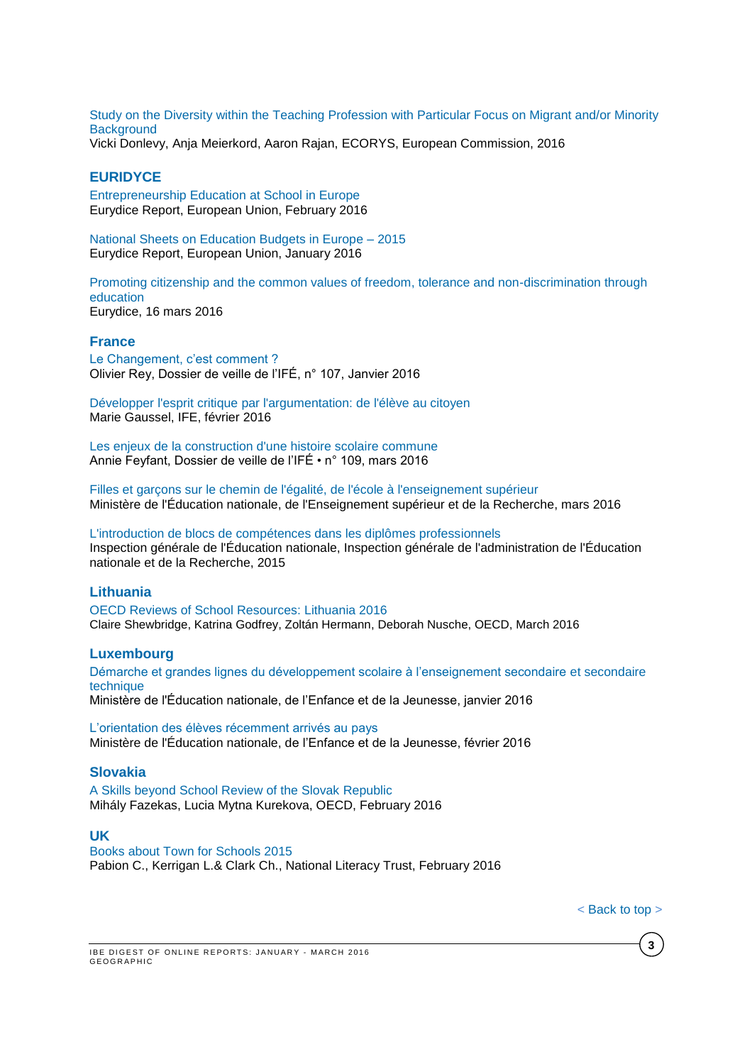Study on the Diversity within the Teaching Profession with Particular Focus on Migrant and/or Minority Background
Vicki Donlevy, Anja Meierkord, Aaron Rajan, ECORYS, European Commission, 2016

## EURIDYCE

Entrepreneurship Education at School in Europe
Eurydice Report, European Union, February 2016

National Sheets on Education Budgets in Europe – 2015
Eurydice Report, European Union, January 2016

Promoting citizenship and the common values of freedom, tolerance and non-discrimination through education
Eurydice, 16 mars 2016

## France

Le Changement, c'est comment ?
Olivier Rey, Dossier de veille de l'IFÉ, n° 107, Janvier 2016

Développer l'esprit critique par l'argumentation: de l'élève au citoyen
Marie Gaussel, IFE, février 2016

Les enjeux de la construction d'une histoire scolaire commune
Annie Feyfant, Dossier de veille de l'IFÉ • n° 109, mars 2016

Filles et garçons sur le chemin de l'égalité, de l'école à l'enseignement supérieur
Ministère de l'Éducation nationale, de l'Enseignement supérieur et de la Recherche, mars 2016

L'introduction de blocs de compétences dans les diplômes professionnels
Inspection générale de l'Éducation nationale, Inspection générale de l'administration de l'Éducation nationale et de la Recherche, 2015

## Lithuania

OECD Reviews of School Resources: Lithuania 2016
Claire Shewbridge, Katrina Godfrey, Zoltán Hermann, Deborah Nusche, OECD, March 2016

## Luxembourg

Démarche et grandes lignes du développement scolaire à l'enseignement secondaire et secondaire technique
Ministère de l'Éducation nationale, de l'Enfance et de la Jeunesse, janvier 2016

L'orientation des élèves récemment arrivés au pays
Ministère de l'Éducation nationale, de l'Enfance et de la Jeunesse, février 2016

## Slovakia

A Skills beyond School Review of the Slovak Republic
Mihály Fazekas, Lucia Mytna Kurekova, OECD, February 2016

## UK

Books about Town for Schools 2015
Pabion C., Kerrigan L.& Clark Ch., National Literacy Trust, February 2016

< Back to top >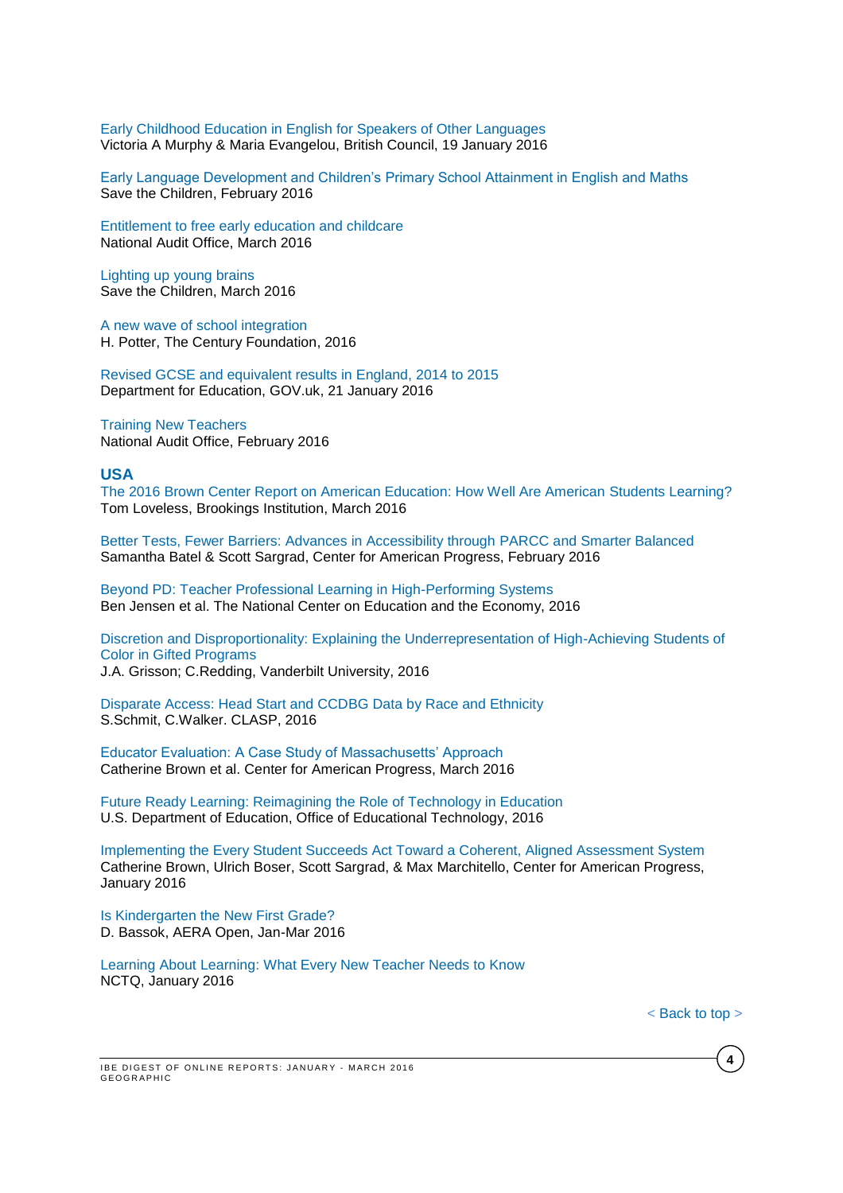Early Childhood Education in English for Speakers of Other Languages
Victoria A Murphy & Maria Evangelou, British Council, 19 January 2016

Early Language Development and Children's Primary School Attainment in English and Maths
Save the Children, February 2016

Entitlement to free early education and childcare
National Audit Office, March 2016

Lighting up young brains
Save the Children, March 2016

A new wave of school integration
H. Potter, The Century Foundation, 2016

Revised GCSE and equivalent results in England, 2014 to 2015
Department for Education, GOV.uk, 21 January 2016

Training New Teachers
National Audit Office, February 2016

## USA

The 2016 Brown Center Report on American Education: How Well Are American Students Learning?
Tom Loveless, Brookings Institution, March 2016

Better Tests, Fewer Barriers: Advances in Accessibility through PARCC and Smarter Balanced
Samantha Batel & Scott Sargrad, Center for American Progress, February 2016

Beyond PD: Teacher Professional Learning in High-Performing Systems
Ben Jensen et al. The National Center on Education and the Economy, 2016

Discretion and Disproportionality: Explaining the Underrepresentation of High-Achieving Students of Color in Gifted Programs
J.A. Grisson; C.Redding, Vanderbilt University, 2016

Disparate Access: Head Start and CCDBG Data by Race and Ethnicity
S.Schmit, C.Walker. CLASP, 2016

Educator Evaluation: A Case Study of Massachusetts' Approach
Catherine Brown et al. Center for American Progress, March 2016

Future Ready Learning: Reimagining the Role of Technology in Education
U.S. Department of Education, Office of Educational Technology, 2016

Implementing the Every Student Succeeds Act Toward a Coherent, Aligned Assessment System
Catherine Brown, Ulrich Boser, Scott Sargrad, & Max Marchitello, Center for American Progress, January 2016

Is Kindergarten the New First Grade?
D. Bassok, AERA Open, Jan-Mar 2016

Learning About Learning: What Every New Teacher Needs to Know
NCTQ, January 2016

< Back to top >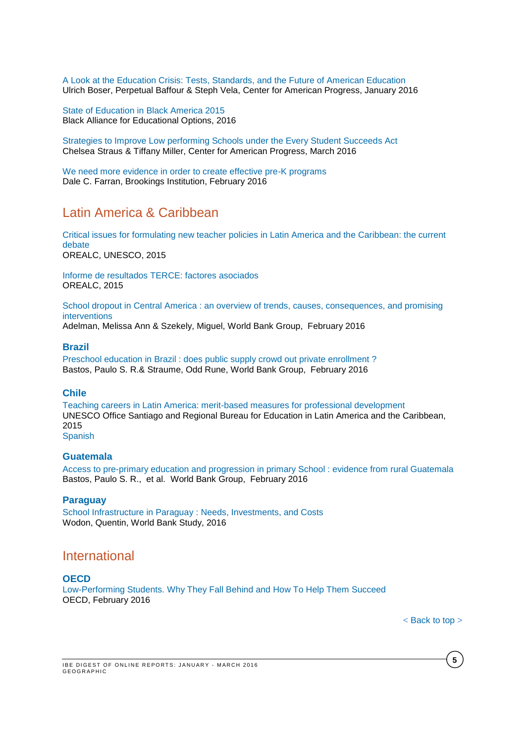A Look at the Education Crisis: Tests, Standards, and the Future of American Education
Ulrich Boser, Perpetual Baffour & Steph Vela, Center for American Progress, January 2016

State of Education in Black America 2015
Black Alliance for Educational Options, 2016

Strategies to Improve Low performing Schools under the Every Student Succeeds Act
Chelsea Straus & Tiffany Miller, Center for American Progress, March 2016

We need more evidence in order to create effective pre-K programs
Dale C. Farran, Brookings Institution, February 2016

## Latin America & Caribbean

Critical issues for formulating new teacher policies in Latin America and the Caribbean: the current debate
OREALC, UNESCO, 2015

Informe de resultados TERCE: factores asociados
OREALC, 2015

School dropout in Central America : an overview of trends, causes, consequences, and promising interventions
Adelman, Melissa Ann & Szekely, Miguel, World Bank Group, February 2016

### Brazil

Preschool education in Brazil : does public supply crowd out private enrollment ?
Bastos, Paulo S. R.& Straume, Odd Rune, World Bank Group, February 2016

### Chile

Teaching careers in Latin America: merit-based measures for professional development
UNESCO Office Santiago and Regional Bureau for Education in Latin America and the Caribbean, 2015
Spanish

### Guatemala

Access to pre-primary education and progression in primary School : evidence from rural Guatemala
Bastos, Paulo S. R., et al. World Bank Group, February 2016

### Paraguay

School Infrastructure in Paraguay : Needs, Investments, and Costs
Wodon, Quentin, World Bank Study, 2016

## International

### OECD

Low-Performing Students. Why They Fall Behind and How To Help Them Succeed
OECD, February 2016

< Back to top >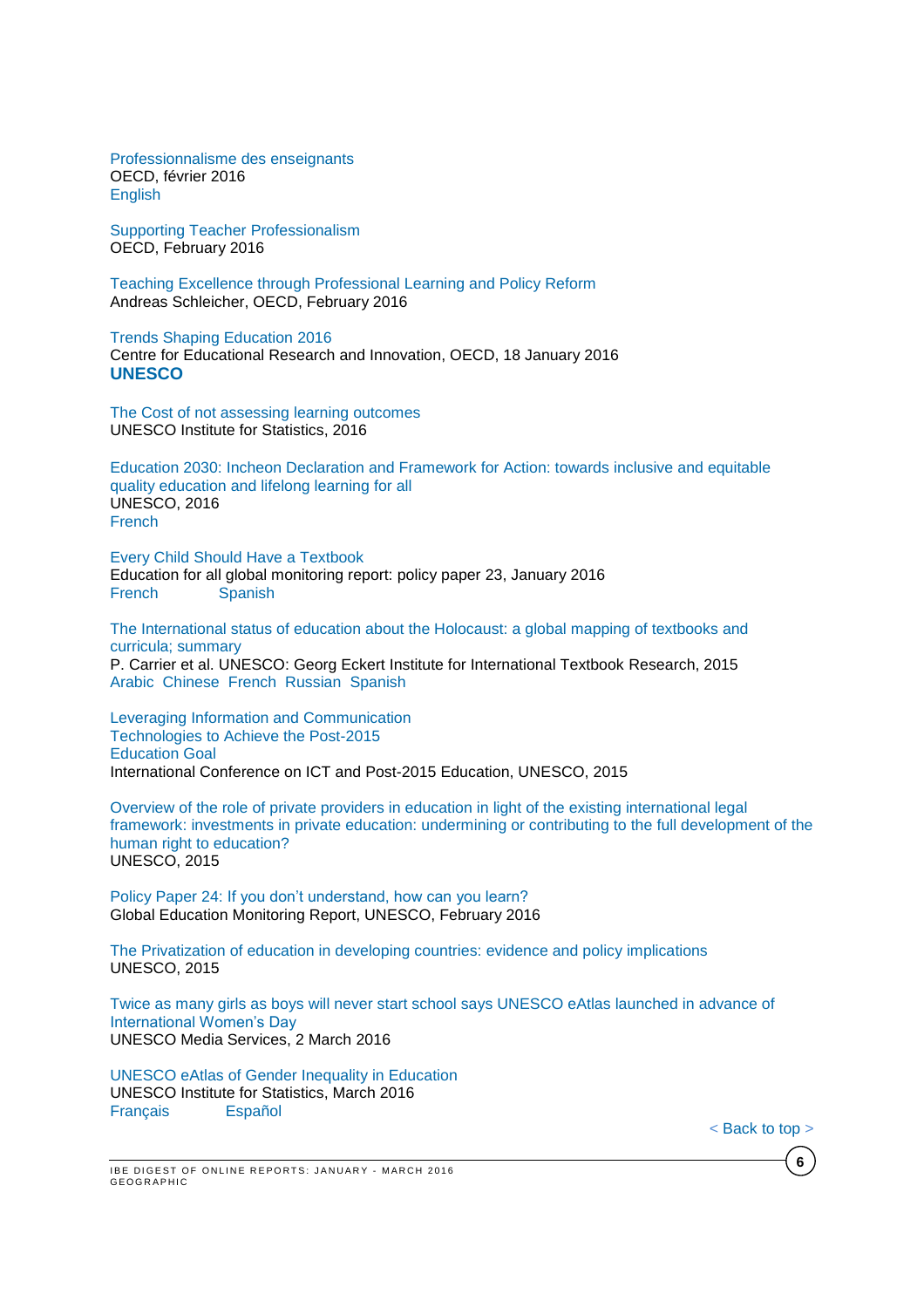Professionnalisme des enseignants
OECD, février 2016
English

Supporting Teacher Professionalism
OECD, February 2016

Teaching Excellence through Professional Learning and Policy Reform
Andreas Schleicher, OECD, February 2016

Trends Shaping Education 2016
Centre for Educational Research and Innovation, OECD, 18 January 2016

## UNESCO

The Cost of not assessing learning outcomes
UNESCO Institute for Statistics, 2016

Education 2030: Incheon Declaration and Framework for Action: towards inclusive and equitable quality education and lifelong learning for all
UNESCO, 2016
French

Every Child Should Have a Textbook
Education for all global monitoring report: policy paper 23, January 2016
French Spanish

The International status of education about the Holocaust: a global mapping of textbooks and curricula; summary
P. Carrier et al. UNESCO: Georg Eckert Institute for International Textbook Research, 2015
Arabic Chinese French Russian Spanish

Leveraging Information and Communication Technologies to Achieve the Post-2015 Education Goal
International Conference on ICT and Post-2015 Education, UNESCO, 2015

Overview of the role of private providers in education in light of the existing international legal framework: investments in private education: undermining or contributing to the full development of the human right to education?
UNESCO, 2015

Policy Paper 24: If you don't understand, how can you learn?
Global Education Monitoring Report, UNESCO, February 2016

The Privatization of education in developing countries: evidence and policy implications
UNESCO, 2015

Twice as many girls as boys will never start school says UNESCO eAtlas launched in advance of International Women's Day
UNESCO Media Services, 2 March 2016

UNESCO eAtlas of Gender Inequality in Education
UNESCO Institute for Statistics, March 2016
Français Español

< Back to top >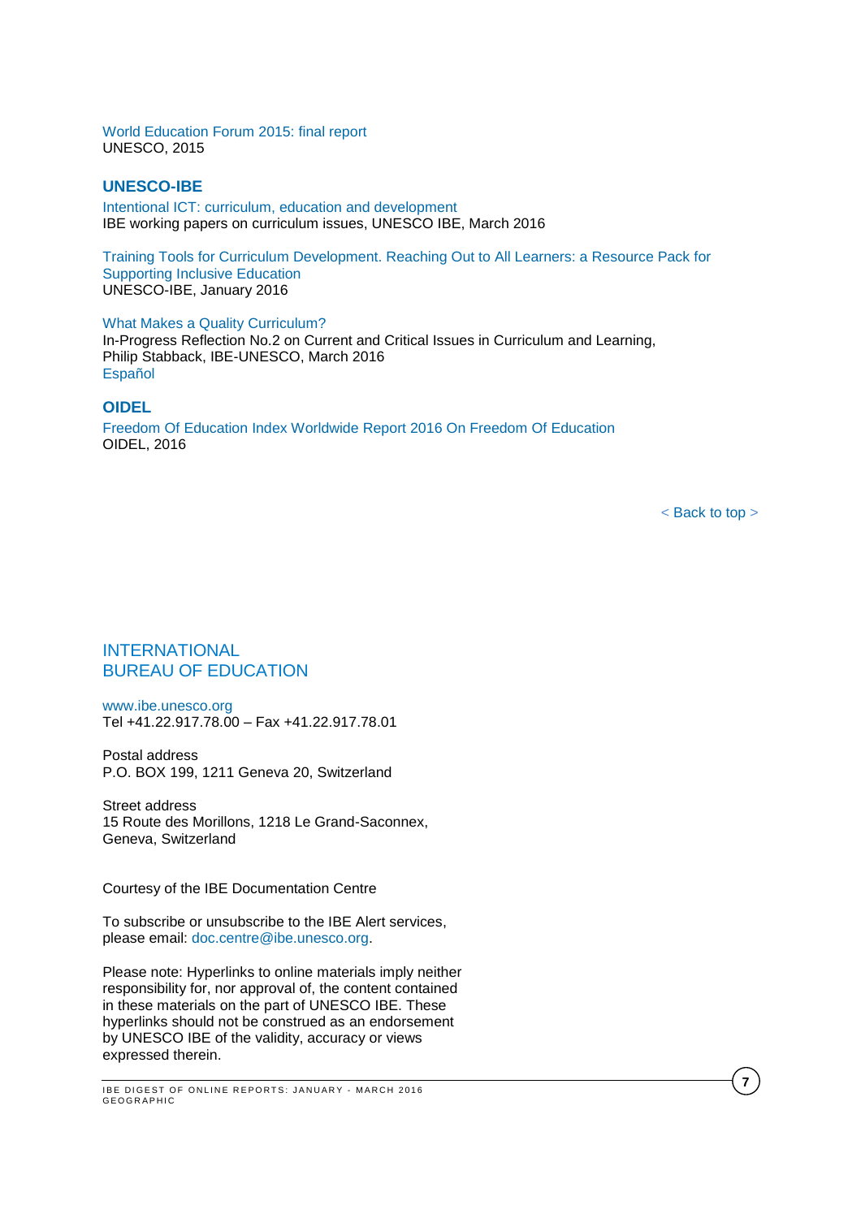World Education Forum 2015: final report
UNESCO, 2015

## UNESCO-IBE

Intentional ICT: curriculum, education and development
IBE working papers on curriculum issues, UNESCO IBE, March 2016

Training Tools for Curriculum Development. Reaching Out to All Learners: a Resource Pack for Supporting Inclusive Education
UNESCO-IBE, January 2016

What Makes a Quality Curriculum?
In-Progress Reflection No.2 on Current and Critical Issues in Curriculum and Learning, Philip Stabback, IBE-UNESCO, March 2016
Español

## OIDEL

Freedom Of Education Index Worldwide Report 2016 On Freedom Of Education
OIDEL, 2016

< Back to top >

## INTERNATIONAL BUREAU OF EDUCATION

www.ibe.unesco.org
Tel +41.22.917.78.00 – Fax +41.22.917.78.01

Postal address
P.O. BOX 199, 1211 Geneva 20, Switzerland

Street address
15 Route des Morillons, 1218 Le Grand-Saconnex, Geneva, Switzerland

Courtesy of the IBE Documentation Centre

To subscribe or unsubscribe to the IBE Alert services, please email: doc.centre@ibe.unesco.org.

Please note: Hyperlinks to online materials imply neither responsibility for, nor approval of, the content contained in these materials on the part of UNESCO IBE. These hyperlinks should not be construed as an endorsement by UNESCO IBE of the validity, accuracy or views expressed therein.